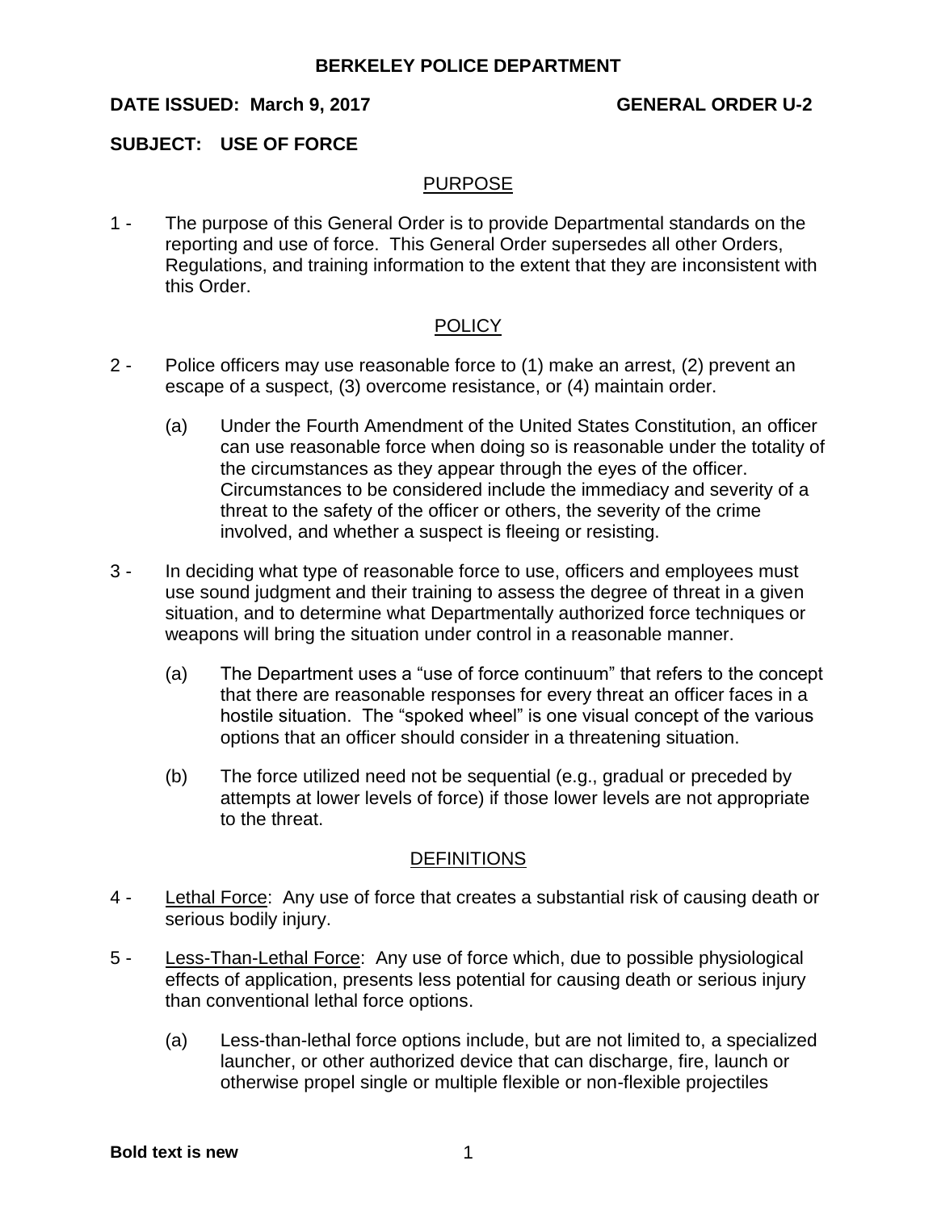# BERKELEY POLICE DEPARTMENT

**DATE ISSUED: March 9, 2017** **GENERAL ORDER U-2**

**SUBJECT: USE OF FORCE**

## PURPOSE

1 - The purpose of this General Order is to provide Departmental standards on the reporting and use of force. This General Order supersedes all other Orders, Regulations, and training information to the extent that they are inconsistent with this Order.

## POLICY

2 - Police officers may use reasonable force to (1) make an arrest, (2) prevent an escape of a suspect, (3) overcome resistance, or (4) maintain order.

(a) Under the Fourth Amendment of the United States Constitution, an officer can use reasonable force when doing so is reasonable under the totality of the circumstances as they appear through the eyes of the officer. Circumstances to be considered include the immediacy and severity of a threat to the safety of the officer or others, the severity of the crime involved, and whether a suspect is fleeing or resisting.

3 - In deciding what type of reasonable force to use, officers and employees must use sound judgment and their training to assess the degree of threat in a given situation, and to determine what Departmentally authorized force techniques or weapons will bring the situation under control in a reasonable manner.

(a) The Department uses a "use of force continuum" that refers to the concept that there are reasonable responses for every threat an officer faces in a hostile situation. The "spoked wheel" is one visual concept of the various options that an officer should consider in a threatening situation.

(b) The force utilized need not be sequential (e.g., gradual or preceded by attempts at lower levels of force) if those lower levels are not appropriate to the threat.

## DEFINITIONS

4 - Lethal Force: Any use of force that creates a substantial risk of causing death or serious bodily injury.

5 - Less-Than-Lethal Force: Any use of force which, due to possible physiological effects of application, presents less potential for causing death or serious injury than conventional lethal force options.

(a) Less-than-lethal force options include, but are not limited to, a specialized launcher, or other authorized device that can discharge, fire, launch or otherwise propel single or multiple flexible or non-flexible projectiles

**Bold text is new**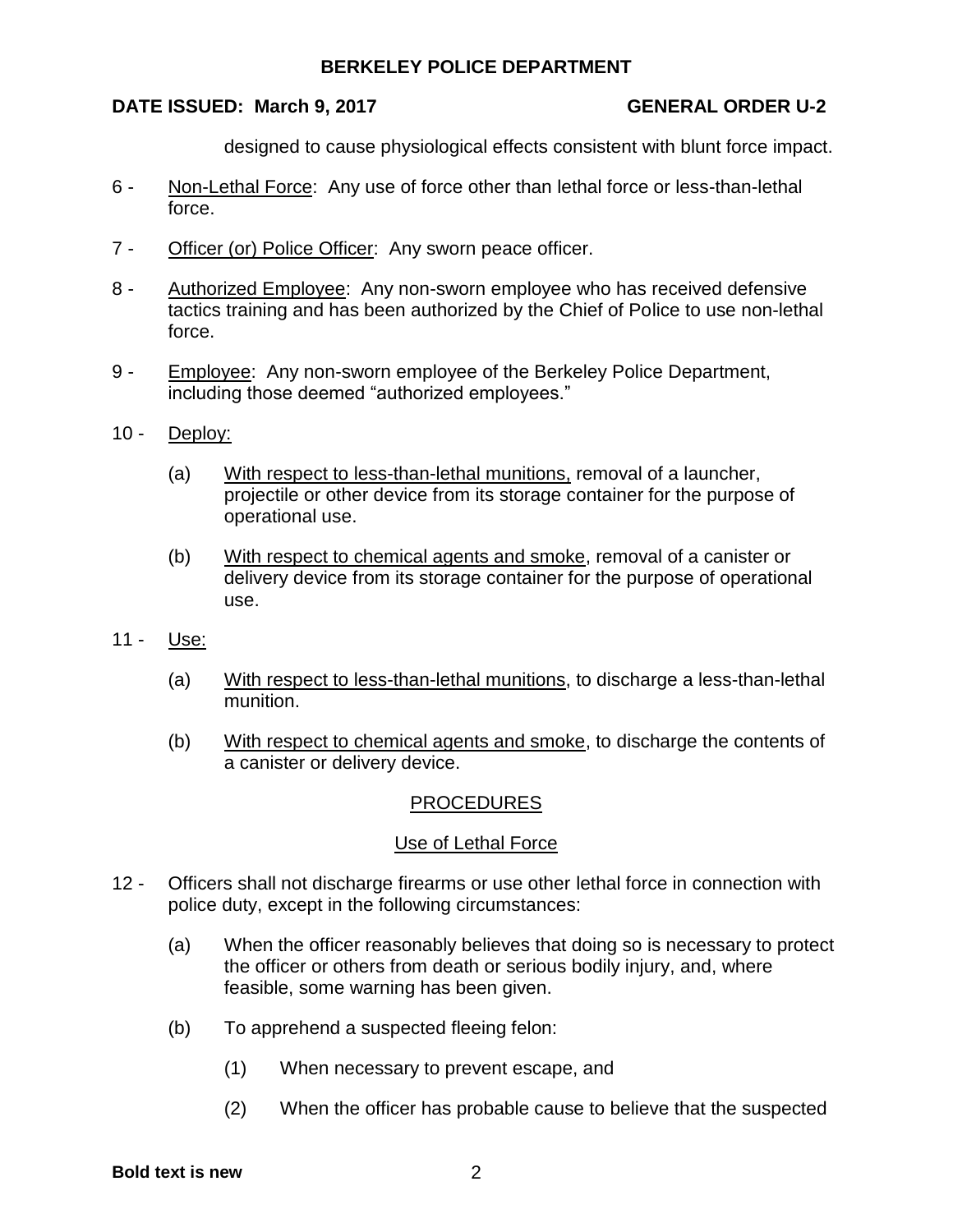designed to cause physiological effects consistent with blunt force impact.

6 - Non-Lethal Force: Any use of force other than lethal force or less-than-lethal force.

7 - Officer (or) Police Officer: Any sworn peace officer.

8 - Authorized Employee: Any non-sworn employee who has received defensive tactics training and has been authorized by the Chief of Police to use non-lethal force.

9 - Employee: Any non-sworn employee of the Berkeley Police Department, including those deemed "authorized employees."

10 - Deploy:

(a) With respect to less-than-lethal munitions, removal of a launcher, projectile or other device from its storage container for the purpose of operational use.

(b) With respect to chemical agents and smoke, removal of a canister or delivery device from its storage container for the purpose of operational use.

11 - Use:

(a) With respect to less-than-lethal munitions, to discharge a less-than-lethal munition.

(b) With respect to chemical agents and smoke, to discharge the contents of a canister or delivery device.

## PROCEDURES

### Use of Lethal Force

12 - Officers shall not discharge firearms or use other lethal force in connection with police duty, except in the following circumstances:

(a) When the officer reasonably believes that doing so is necessary to protect the officer or others from death or serious bodily injury, and, where feasible, some warning has been given.

(b) To apprehend a suspected fleeing felon:

(1) When necessary to prevent escape, and

(2) When the officer has probable cause to believe that the suspected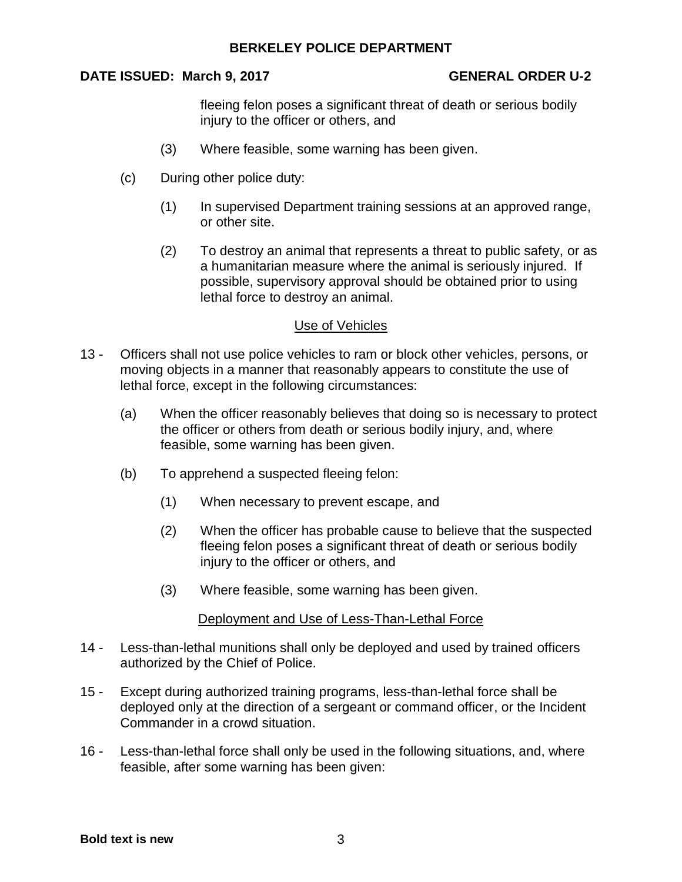fleeing felon poses a significant threat of death or serious bodily injury to the officer or others, and

(3) Where feasible, some warning has been given.

(c) During other police duty:

(1) In supervised Department training sessions at an approved range, or other site.

(2) To destroy an animal that represents a threat to public safety, or as a humanitarian measure where the animal is seriously injured. If possible, supervisory approval should be obtained prior to using lethal force to destroy an animal.

## Use of Vehicles

13 - Officers shall not use police vehicles to ram or block other vehicles, persons, or moving objects in a manner that reasonably appears to constitute the use of lethal force, except in the following circumstances:

(a) When the officer reasonably believes that doing so is necessary to protect the officer or others from death or serious bodily injury, and, where feasible, some warning has been given.

(b) To apprehend a suspected fleeing felon:

(1) When necessary to prevent escape, and

(2) When the officer has probable cause to believe that the suspected fleeing felon poses a significant threat of death or serious bodily injury to the officer or others, and

(3) Where feasible, some warning has been given.

## Deployment and Use of Less-Than-Lethal Force

14 - Less-than-lethal munitions shall only be deployed and used by trained officers authorized by the Chief of Police.

15 - Except during authorized training programs, less-than-lethal force shall be deployed only at the direction of a sergeant or command officer, or the Incident Commander in a crowd situation.

16 - Less-than-lethal force shall only be used in the following situations, and, where feasible, after some warning has been given: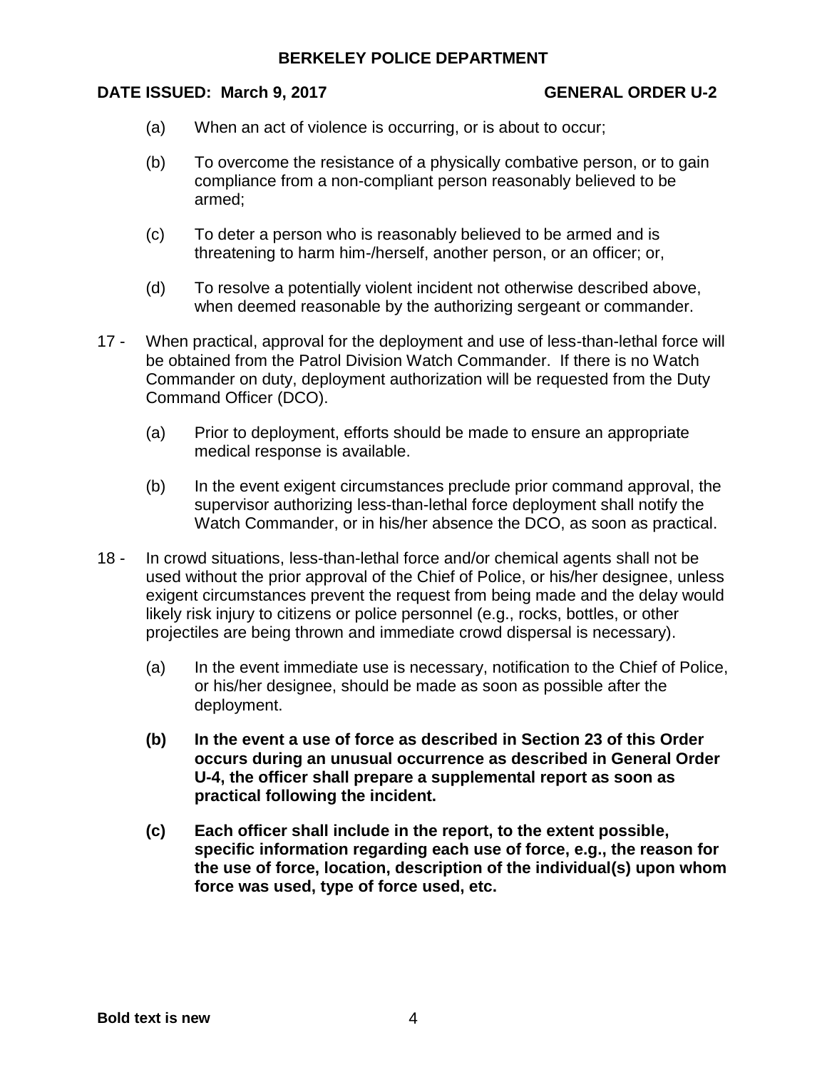(a) When an act of violence is occurring, or is about to occur;

(b) To overcome the resistance of a physically combative person, or to gain compliance from a non-compliant person reasonably believed to be armed;

(c) To deter a person who is reasonably believed to be armed and is threatening to harm him-/herself, another person, or an officer; or,

(d) To resolve a potentially violent incident not otherwise described above, when deemed reasonable by the authorizing sergeant or commander.

17 - When practical, approval for the deployment and use of less-than-lethal force will be obtained from the Patrol Division Watch Commander. If there is no Watch Commander on duty, deployment authorization will be requested from the Duty Command Officer (DCO).

(a) Prior to deployment, efforts should be made to ensure an appropriate medical response is available.

(b) In the event exigent circumstances preclude prior command approval, the supervisor authorizing less-than-lethal force deployment shall notify the Watch Commander, or in his/her absence the DCO, as soon as practical.

18 - In crowd situations, less-than-lethal force and/or chemical agents shall not be used without the prior approval of the Chief of Police, or his/her designee, unless exigent circumstances prevent the request from being made and the delay would likely risk injury to citizens or police personnel (e.g., rocks, bottles, or other projectiles are being thrown and immediate crowd dispersal is necessary).

(a) In the event immediate use is necessary, notification to the Chief of Police, or his/her designee, should be made as soon as possible after the deployment.

**(b) In the event a use of force as described in Section 23 of this Order occurs during an unusual occurrence as described in General Order U-4, the officer shall prepare a supplemental report as soon as practical following the incident.**

**(c) Each officer shall include in the report, to the extent possible, specific information regarding each use of force, e.g., the reason for the use of force, location, description of the individual(s) upon whom force was used, type of force used, etc.**

**Bold text is new**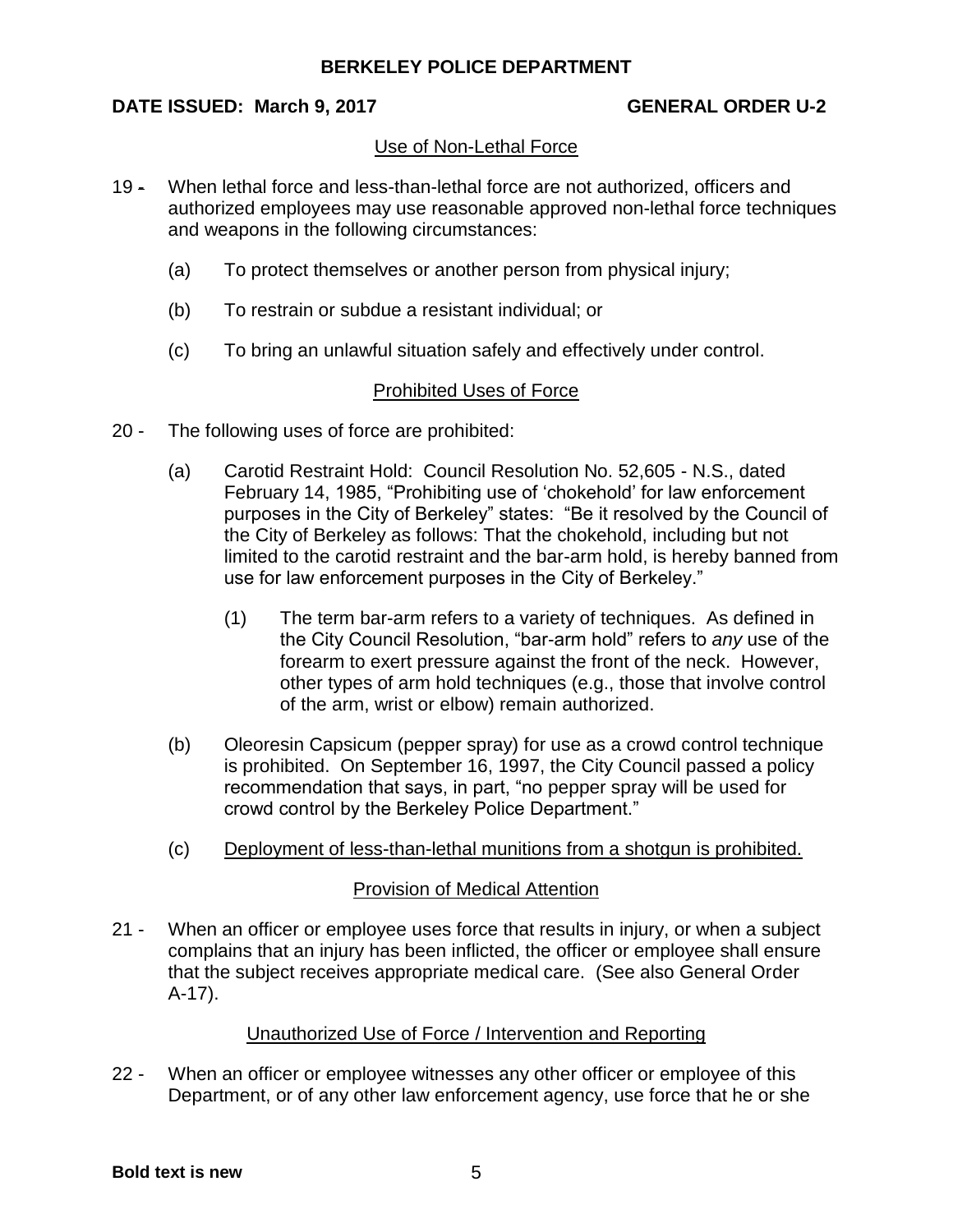### Use of Non-Lethal Force

19 - When lethal force and less-than-lethal force are not authorized, officers and authorized employees may use reasonable approved non-lethal force techniques and weapons in the following circumstances:

(a) To protect themselves or another person from physical injury;

(b) To restrain or subdue a resistant individual; or

(c) To bring an unlawful situation safely and effectively under control.

### Prohibited Uses of Force

20 - The following uses of force are prohibited:

(a) Carotid Restraint Hold: Council Resolution No. 52,605 - N.S., dated February 14, 1985, "Prohibiting use of 'chokehold' for law enforcement purposes in the City of Berkeley" states: "Be it resolved by the Council of the City of Berkeley as follows: That the chokehold, including but not limited to the carotid restraint and the bar-arm hold, is hereby banned from use for law enforcement purposes in the City of Berkeley."

(1) The term bar-arm refers to a variety of techniques. As defined in the City Council Resolution, "bar-arm hold" refers to *any* use of the forearm to exert pressure against the front of the neck. However, other types of arm hold techniques (e.g., those that involve control of the arm, wrist or elbow) remain authorized.

(b) Oleoresin Capsicum (pepper spray) for use as a crowd control technique is prohibited. On September 16, 1997, the City Council passed a policy recommendation that says, in part, "no pepper spray will be used for crowd control by the Berkeley Police Department."

(c) Deployment of less-than-lethal munitions from a shotgun is prohibited.

### Provision of Medical Attention

21 - When an officer or employee uses force that results in injury, or when a subject complains that an injury has been inflicted, the officer or employee shall ensure that the subject receives appropriate medical care. (See also General Order A-17).

### Unauthorized Use of Force / Intervention and Reporting

22 - When an officer or employee witnesses any other officer or employee of this Department, or of any other law enforcement agency, use force that he or she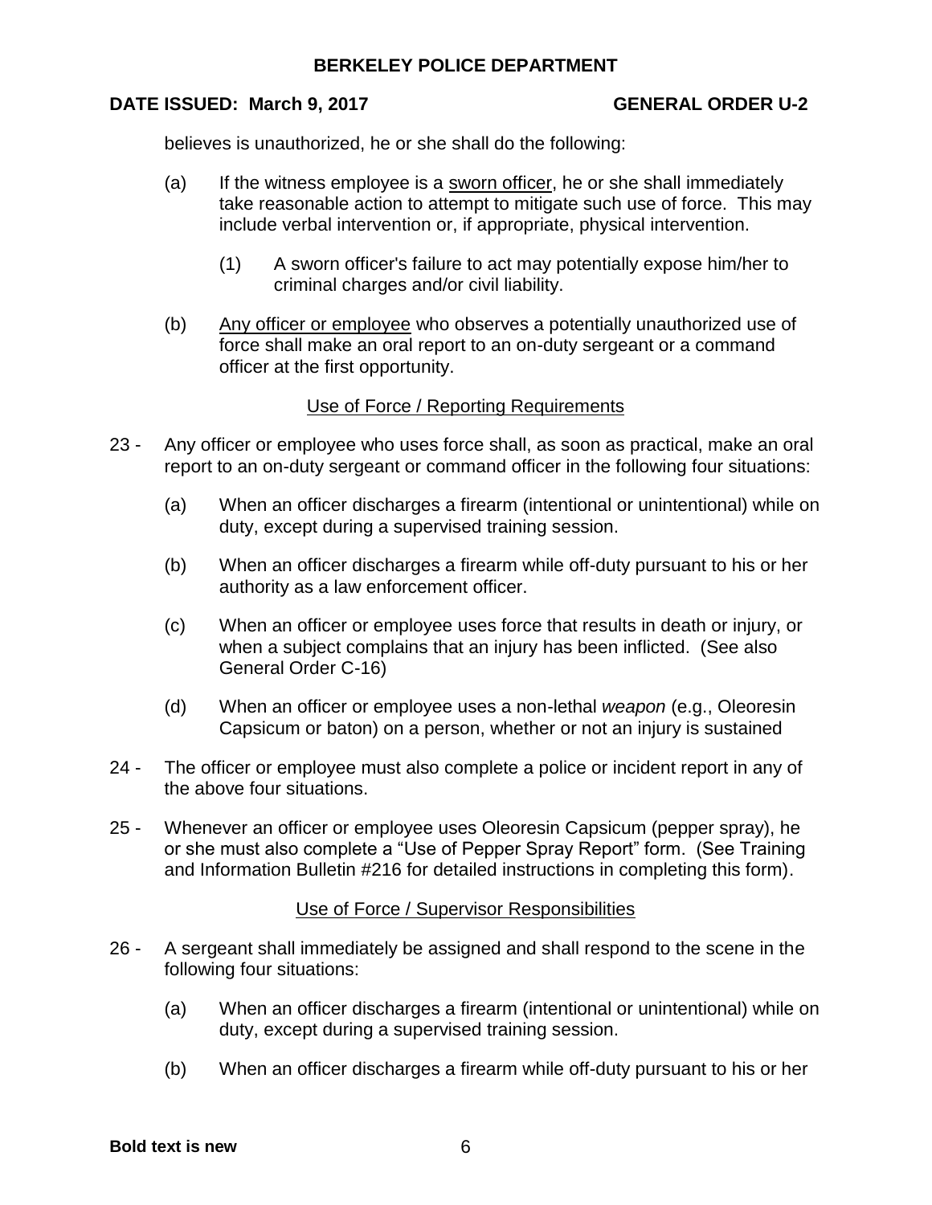believes is unauthorized, he or she shall do the following:

(a) If the witness employee is a sworn officer, he or she shall immediately take reasonable action to attempt to mitigate such use of force. This may include verbal intervention or, if appropriate, physical intervention.

   (1) A sworn officer's failure to act may potentially expose him/her to criminal charges and/or civil liability.

(b) Any officer or employee who observes a potentially unauthorized use of force shall make an oral report to an on-duty sergeant or a command officer at the first opportunity.

## Use of Force / Reporting Requirements

23 - Any officer or employee who uses force shall, as soon as practical, make an oral report to an on-duty sergeant or command officer in the following four situations:

(a) When an officer discharges a firearm (intentional or unintentional) while on duty, except during a supervised training session.

(b) When an officer discharges a firearm while off-duty pursuant to his or her authority as a law enforcement officer.

(c) When an officer or employee uses force that results in death or injury, or when a subject complains that an injury has been inflicted. (See also General Order C-16)

(d) When an officer or employee uses a non-lethal *weapon* (e.g., Oleoresin Capsicum or baton) on a person, whether or not an injury is sustained

24 - The officer or employee must also complete a police or incident report in any of the above four situations.

25 - Whenever an officer or employee uses Oleoresin Capsicum (pepper spray), he or she must also complete a "Use of Pepper Spray Report" form. (See Training and Information Bulletin #216 for detailed instructions in completing this form).

## Use of Force / Supervisor Responsibilities

26 - A sergeant shall immediately be assigned and shall respond to the scene in the following four situations:

(a) When an officer discharges a firearm (intentional or unintentional) while on duty, except during a supervised training session.

(b) When an officer discharges a firearm while off-duty pursuant to his or her

**Bold text is new**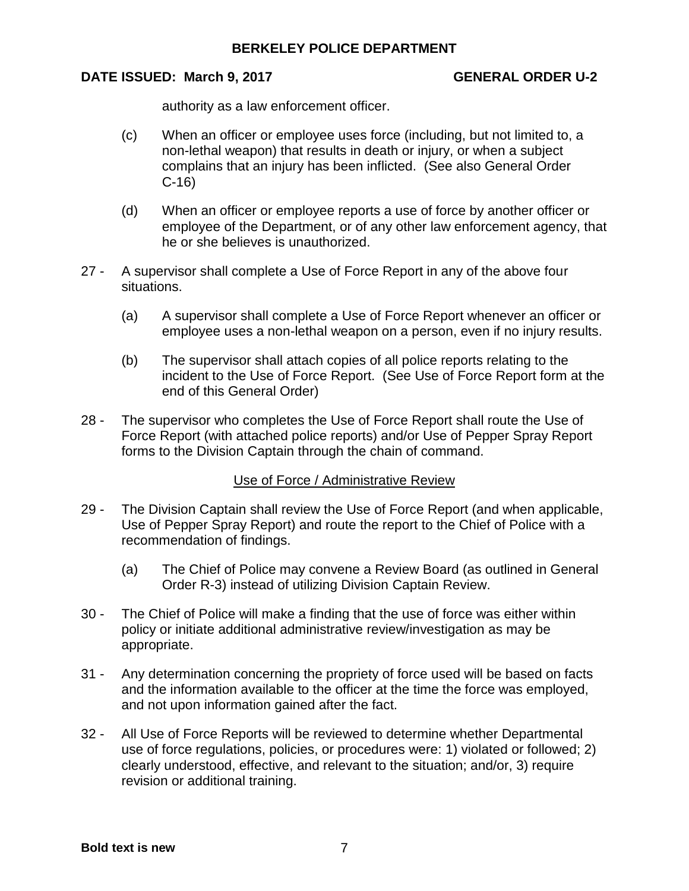authority as a law enforcement officer.

(c) When an officer or employee uses force (including, but not limited to, a non-lethal weapon) that results in death or injury, or when a subject complains that an injury has been inflicted. (See also General Order C-16)

(d) When an officer or employee reports a use of force by another officer or employee of the Department, or of any other law enforcement agency, that he or she believes is unauthorized.

27 - A supervisor shall complete a Use of Force Report in any of the above four situations.

(a) A supervisor shall complete a Use of Force Report whenever an officer or employee uses a non-lethal weapon on a person, even if no injury results.

(b) The supervisor shall attach copies of all police reports relating to the incident to the Use of Force Report. (See Use of Force Report form at the end of this General Order)

28 - The supervisor who completes the Use of Force Report shall route the Use of Force Report (with attached police reports) and/or Use of Pepper Spray Report forms to the Division Captain through the chain of command.

<u>Use of Force / Administrative Review</u>

29 - The Division Captain shall review the Use of Force Report (and when applicable, Use of Pepper Spray Report) and route the report to the Chief of Police with a recommendation of findings.

(a) The Chief of Police may convene a Review Board (as outlined in General Order R-3) instead of utilizing Division Captain Review.

30 - The Chief of Police will make a finding that the use of force was either within policy or initiate additional administrative review/investigation as may be appropriate.

31 - Any determination concerning the propriety of force used will be based on facts and the information available to the officer at the time the force was employed, and not upon information gained after the fact.

32 - All Use of Force Reports will be reviewed to determine whether Departmental use of force regulations, policies, or procedures were: 1) violated or followed; 2) clearly understood, effective, and relevant to the situation; and/or, 3) require revision or additional training.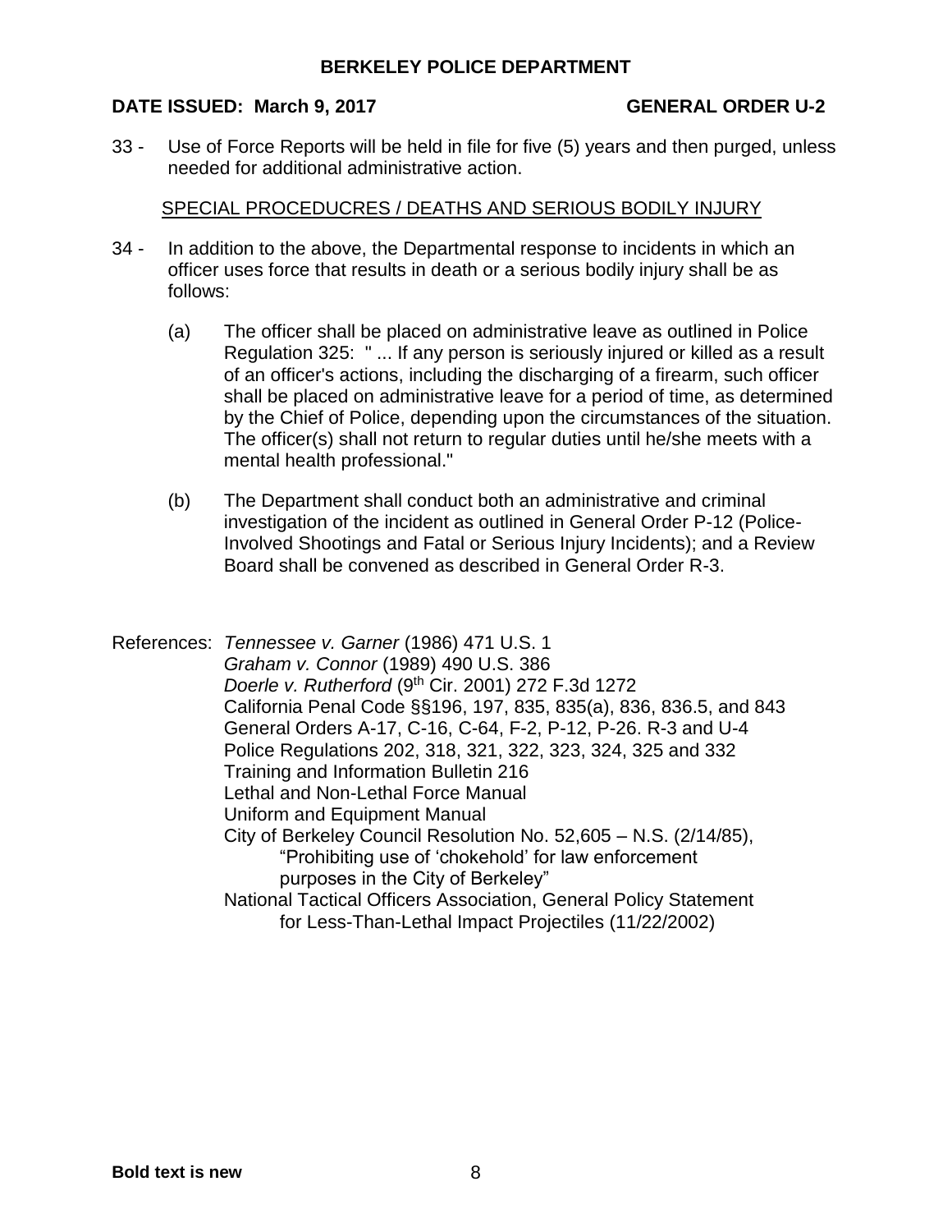33 - Use of Force Reports will be held in file for five (5) years and then purged, unless needed for additional administrative action.

SPECIAL PROCEDUCRES / DEATHS AND SERIOUS BODILY INJURY

34 - In addition to the above, the Departmental response to incidents in which an officer uses force that results in death or a serious bodily injury shall be as follows:

(a) The officer shall be placed on administrative leave as outlined in Police Regulation 325: " ... If any person is seriously injured or killed as a result of an officer's actions, including the discharging of a firearm, such officer shall be placed on administrative leave for a period of time, as determined by the Chief of Police, depending upon the circumstances of the situation. The officer(s) shall not return to regular duties until he/she meets with a mental health professional."

(b) The Department shall conduct both an administrative and criminal investigation of the incident as outlined in General Order P-12 (Police-Involved Shootings and Fatal or Serious Injury Incidents); and a Review Board shall be convened as described in General Order R-3.

References: *Tennessee v. Garner* (1986) 471 U.S. 1
*Graham v. Connor* (1989) 490 U.S. 386
*Doerle v. Rutherford* (9th Cir. 2001) 272 F.3d 1272
California Penal Code §§196, 197, 835, 835(a), 836, 836.5, and 843
General Orders A-17, C-16, C-64, F-2, P-12, P-26. R-3 and U-4
Police Regulations 202, 318, 321, 322, 323, 324, 325 and 332
Training and Information Bulletin 216
Lethal and Non-Lethal Force Manual
Uniform and Equipment Manual
City of Berkeley Council Resolution No. 52,605 – N.S. (2/14/85), "Prohibiting use of 'chokehold' for law enforcement purposes in the City of Berkeley"
National Tactical Officers Association, General Policy Statement for Less-Than-Lethal Impact Projectiles (11/22/2002)

**Bold text is new**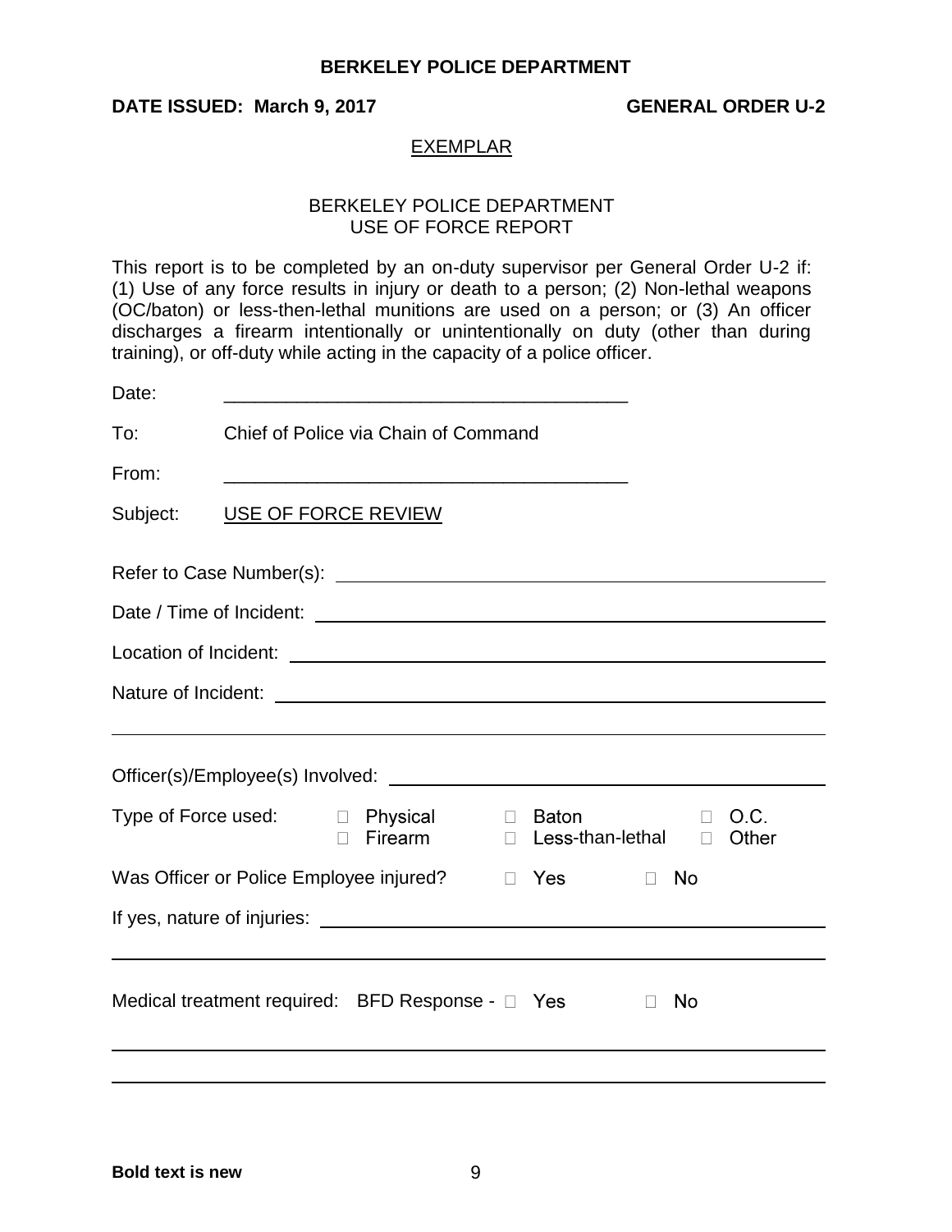EXEMPLAR

BERKELEY POLICE DEPARTMENT
USE OF FORCE REPORT

This report is to be completed by an on-duty supervisor per General Order U-2 if: (1) Use of any force results in injury or death to a person; (2) Non-lethal weapons (OC/baton) or less-then-lethal munitions are used on a person; or (3) An officer discharges a firearm intentionally or unintentionally on duty (other than during training), or off-duty while acting in the capacity of a police officer.

Date: ________________________________________

To: Chief of Police via Chain of Command

From: ________________________________________

Subject: USE OF FORCE REVIEW

Refer to Case Number(s): ________________________________________

Date / Time of Incident: ________________________________________

Location of Incident: ________________________________________

Nature of Incident: ________________________________________

________________________________________

Officer(s)/Employee(s) Involved: ________________________________________

Type of Force used: ☐ Physical ☐ Baton ☐ O.C. ☐ Firearm ☐ Less-than-lethal ☐ Other

Was Officer or Police Employee injured? ☐ Yes ☐ No

If yes, nature of injuries: ________________________________________

________________________________________

Medical treatment required: BFD Response - ☐ Yes ☐ No

________________________________________

________________________________________

**Bold text is new**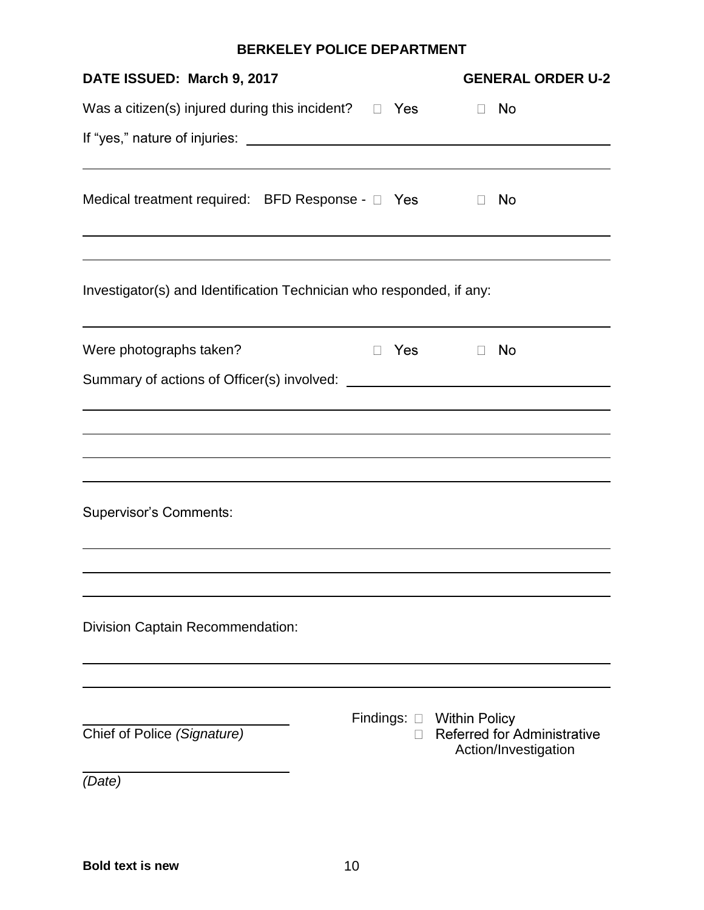Was a citizen(s) injured during this incident? ☐ Yes ☐ No

If "yes," nature of injuries: ______________________________________________

______________________________________________

Medical treatment required: BFD Response - ☐ Yes ☐ No

______________________________________________

______________________________________________

Investigator(s) and Identification Technician who responded, if any:

______________________________________________

Were photographs taken? ☐ Yes ☐ No

Summary of actions of Officer(s) involved: ______________________________

______________________________________________

______________________________________________

______________________________________________

______________________________________________

Supervisor's Comments:

______________________________________________

______________________________________________

______________________________________________

Division Captain Recommendation:

______________________________________________

______________________________________________

______________________________
Chief of Police *(Signature)*

Findings: ☐ Within Policy
☐ Referred for Administrative Action/Investigation

______________________________
*(Date)*

**Bold text is new**